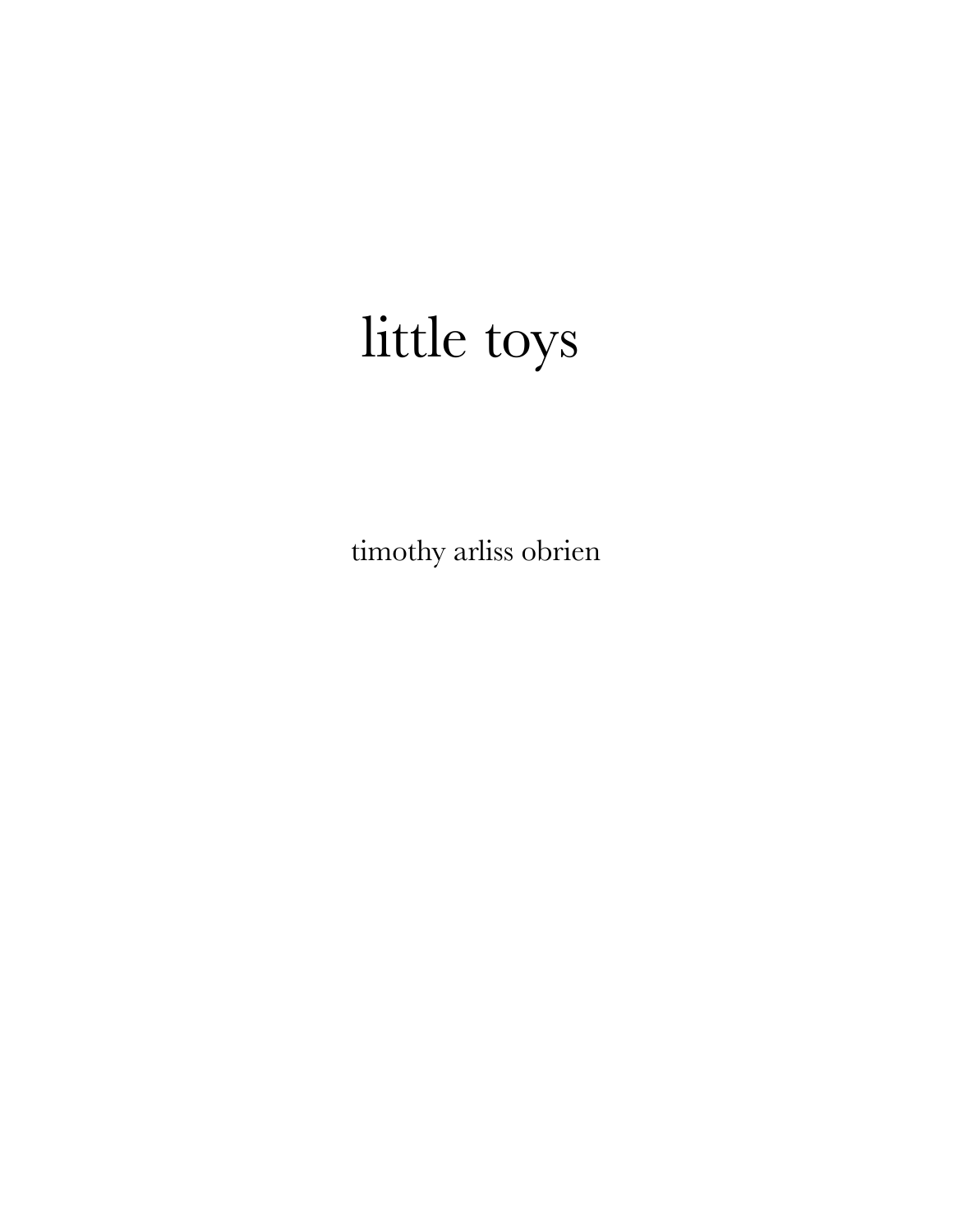# little toys

timothy arliss obrien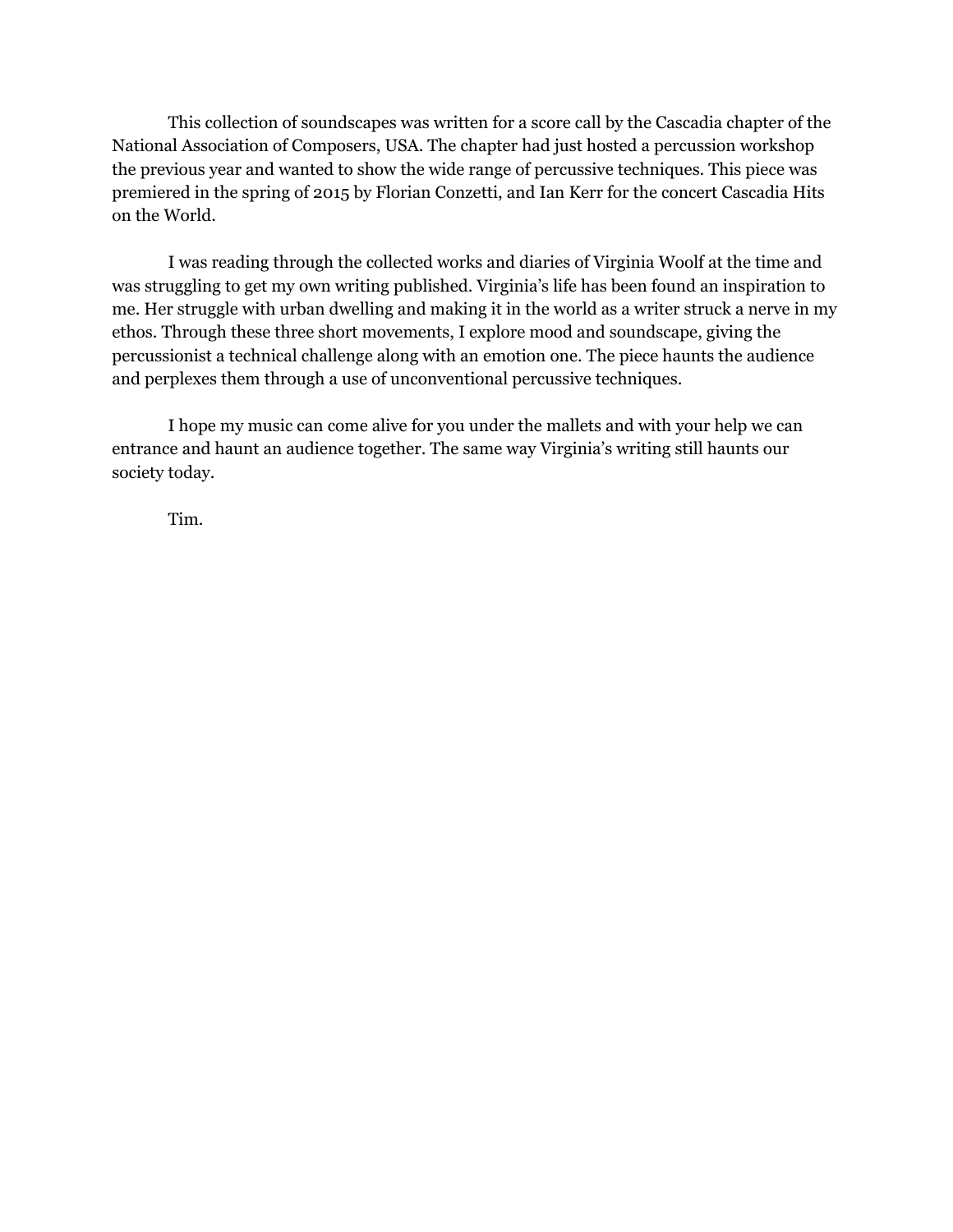This collection of soundscapes was written for a score call by the Cascadia chapter of the National Association of Composers, USA. The chapter had just hosted a percussion workshop the previous year and wanted to show the wide range of percussive techniques. This piece was premiered in the spring of 2015 by Florian Conzetti, and Ian Kerr for the concert Cascadia Hits on the World.

I was reading through the collected works and diaries of Virginia Woolf at the time and was struggling to get my own writing published. Virginia's life has been found an inspiration to me. Her struggle with urban dwelling and making it in the world as a writer struck a nerve in my ethos. Through these three short movements, I explore mood and soundscape, giving the percussionist a technical challenge along with an emotion one. The piece haunts the audience and perplexes them through a use of unconventional percussive techniques.

I hope my music can come alive for you under the mallets and with your help we can entrance and haunt an audience together. The same way Virginia's writing still haunts our society today.

Tim.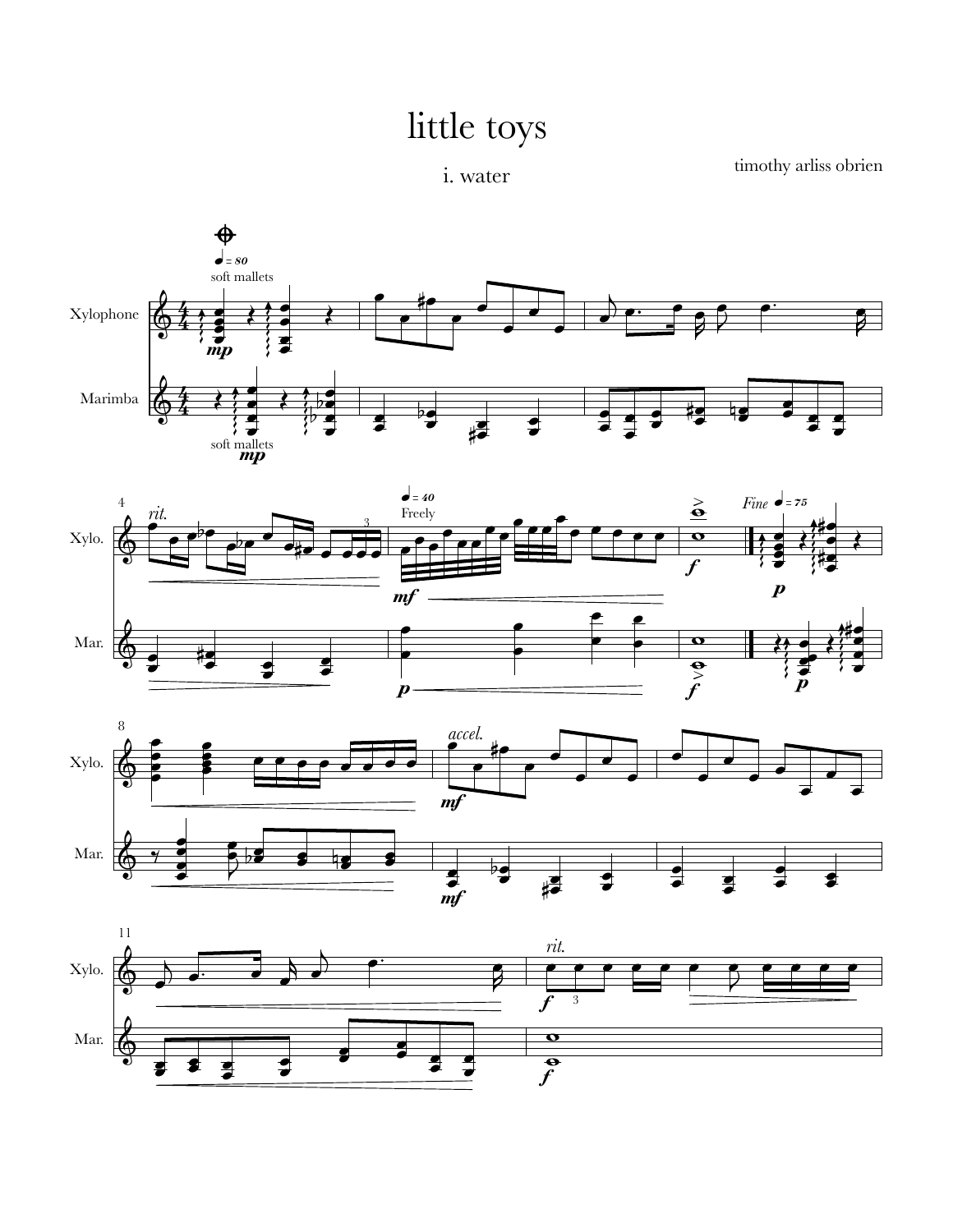# little toys

## i. water

timothy arliss obrien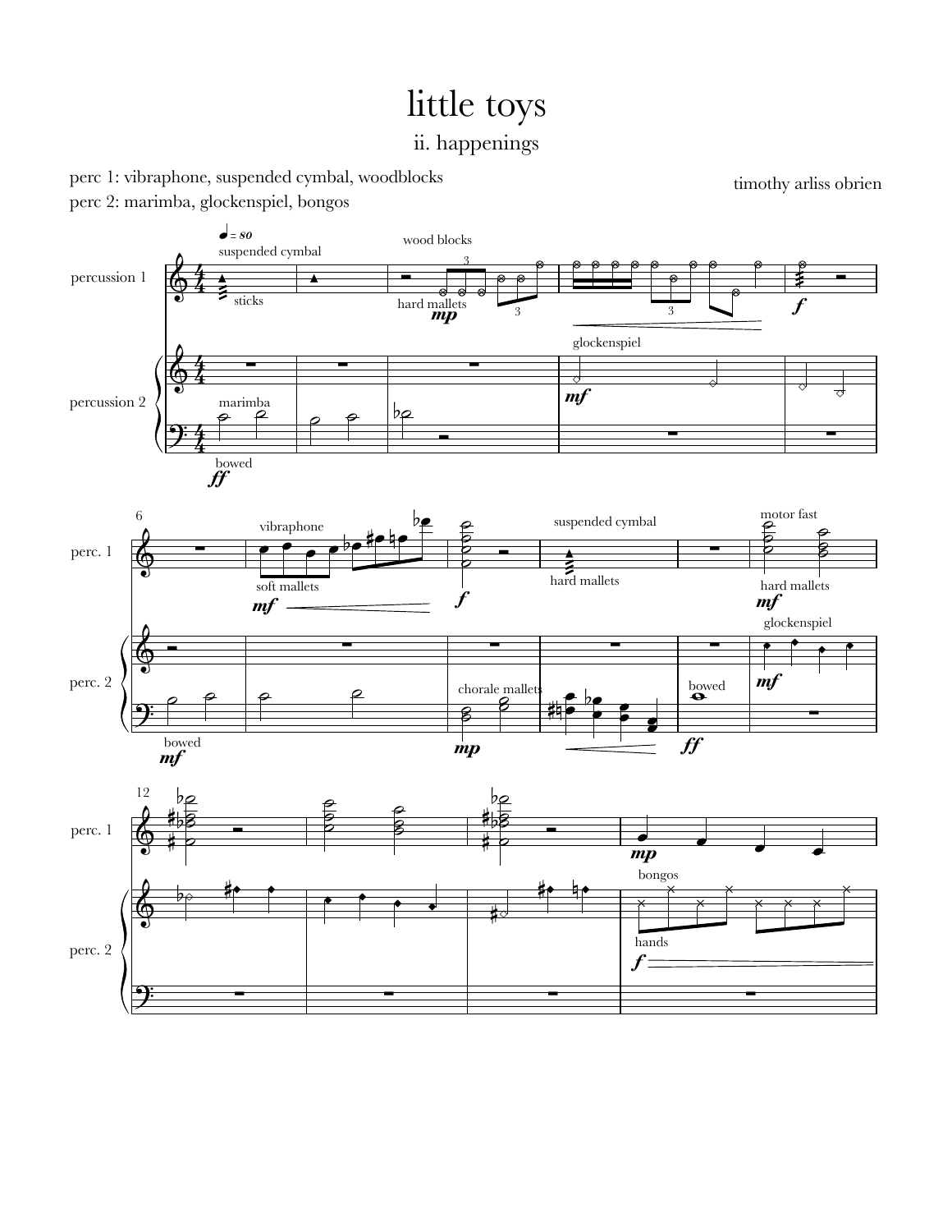# little toys

## ii. happenings

perc 1: vibraphone, suspended cymbal, woodblocks

perc 2: marimba, glockenspiel, bongos

timothy arliss obrien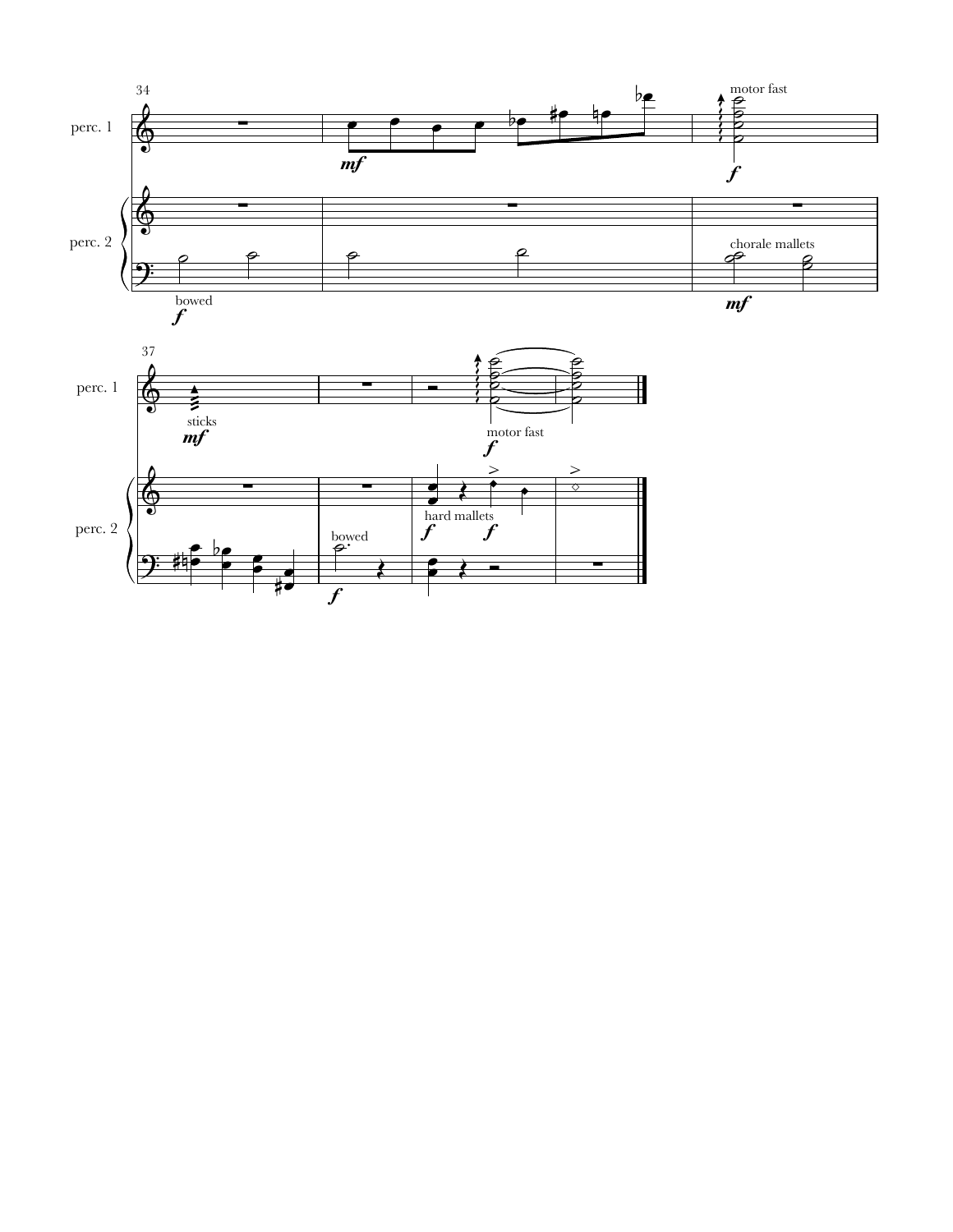34

perc. 1

perc. 2

bowed

*f*

*mf*

motor fast

*f*

chorale mallets

*mf*

37

perc. 1

perc. 2

sticks

*mf*

bowed

*f*

motor fast

*f*

hard mallets

*f*

*f*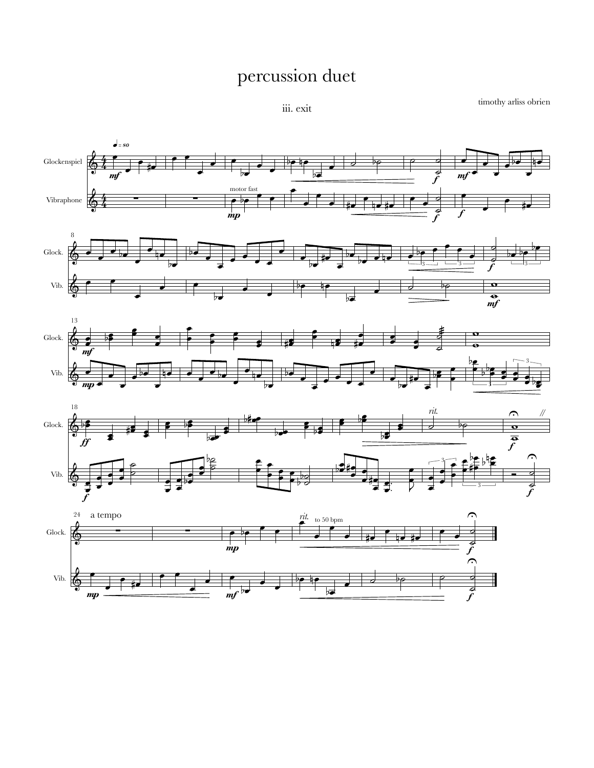# percussion duet

## iii. exit

timothy arliss obrien